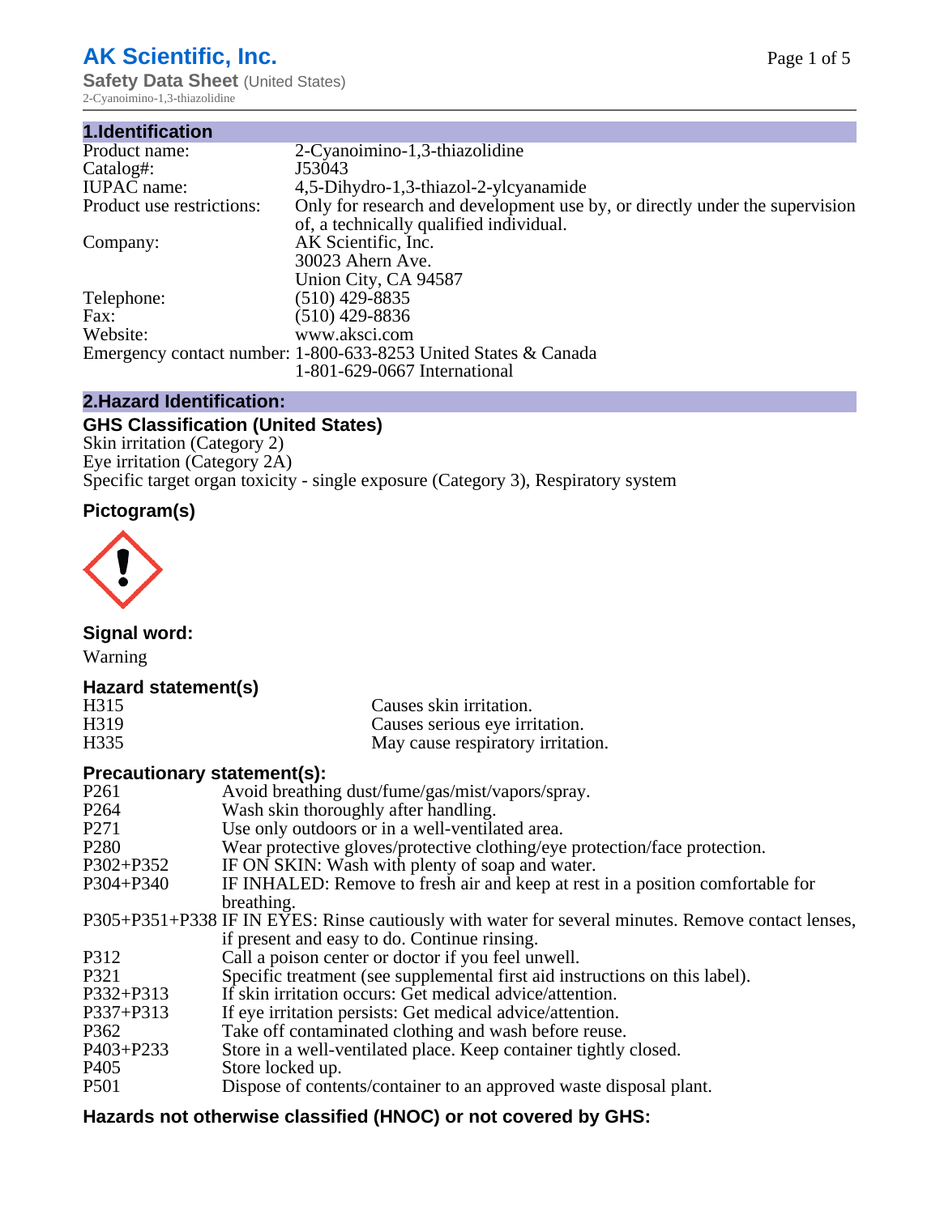# AK Scientific, Inc.

**Safety Data Sheet** (United States)
2-Cyanoimino-1,3-thiazolidine

## 1.Identification

| | |
|---|---|
| Product name: | 2-Cyanoimino-1,3-thiazolidine |
| Catalog#: | J53043 |
| IUPAC name: | 4,5-Dihydro-1,3-thiazol-2-ylcyanamide |
| Product use restrictions: | Only for research and development use by, or directly under the supervision of, a technically qualified individual. |
| Company: | AK Scientific, Inc. 30023 Ahern Ave. Union City, CA 94587 |
| Telephone: | (510) 429-8835 |
| Fax: | (510) 429-8836 |
| Website: | www.aksci.com |
| Emergency contact number: | 1-800-633-8253 United States & Canada 1-801-629-0667 International |

## 2.Hazard Identification:

### GHS Classification (United States)

Skin irritation (Category 2)
Eye irritation (Category 2A)
Specific target organ toxicity - single exposure (Category 3), Respiratory system

### Pictogram(s)

### Signal word:

Warning

### Hazard statement(s)

| | |
|---|---|
| H315 | Causes skin irritation. |
| H319 | Causes serious eye irritation. |
| H335 | May cause respiratory irritation. |

### Precautionary statement(s):

| | |
|---|---|
| P261 | Avoid breathing dust/fume/gas/mist/vapors/spray. |
| P264 | Wash skin thoroughly after handling. |
| P271 | Use only outdoors or in a well-ventilated area. |
| P280 | Wear protective gloves/protective clothing/eye protection/face protection. |
| P302+P352 | IF ON SKIN: Wash with plenty of soap and water. |
| P304+P340 | IF INHALED: Remove to fresh air and keep at rest in a position comfortable for breathing. |
| P305+P351+P338 | IF IN EYES: Rinse cautiously with water for several minutes. Remove contact lenses, if present and easy to do. Continue rinsing. |
| P312 | Call a poison center or doctor if you feel unwell. |
| P321 | Specific treatment (see supplemental first aid instructions on this label). |
| P332+P313 | If skin irritation occurs: Get medical advice/attention. |
| P337+P313 | If eye irritation persists: Get medical advice/attention. |
| P362 | Take off contaminated clothing and wash before reuse. |
| P403+P233 | Store in a well-ventilated place. Keep container tightly closed. |
| P405 | Store locked up. |
| P501 | Dispose of contents/container to an approved waste disposal plant. |

### Hazards not otherwise classified (HNOC) or not covered by GHS: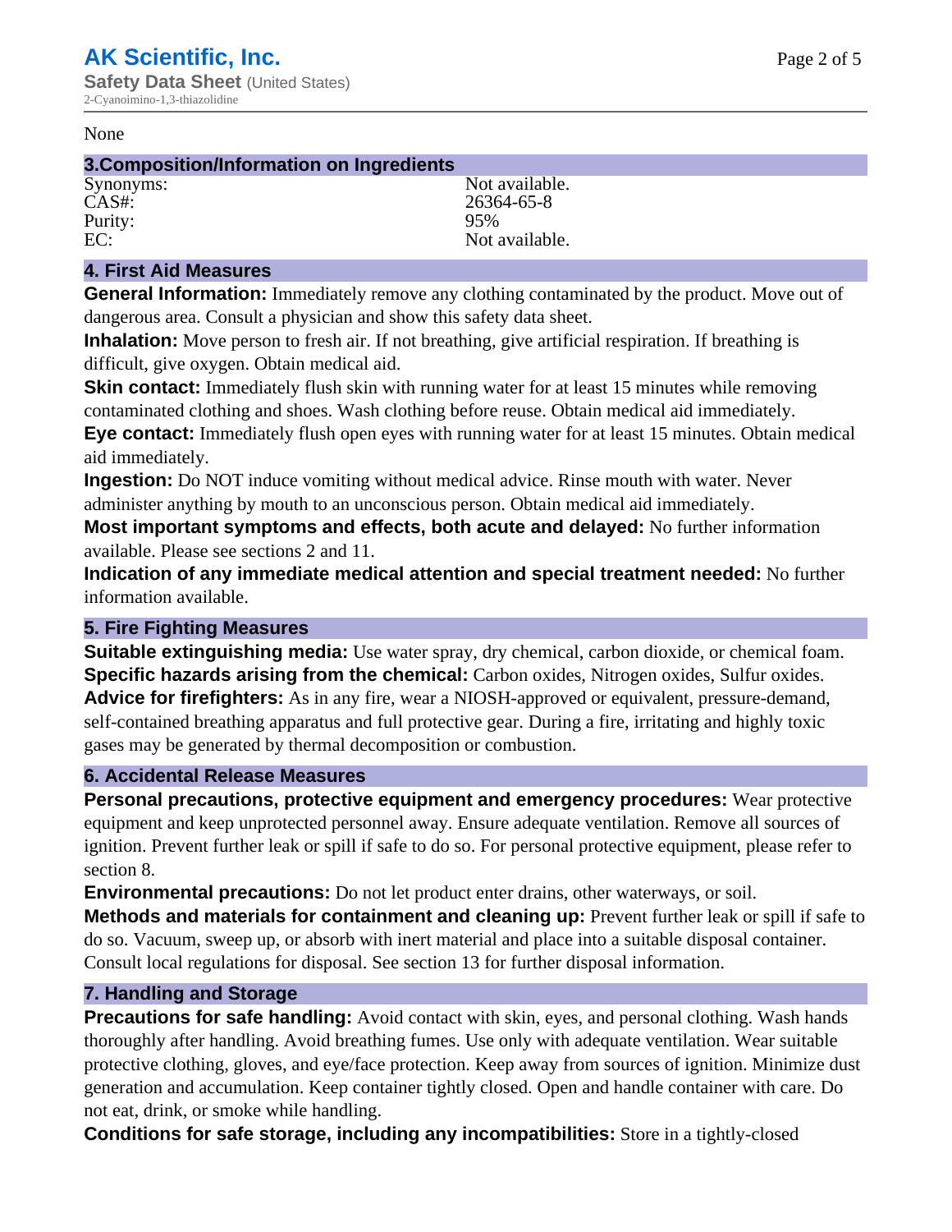None

## 3.Composition/Information on Ingredients

| | |
|---|---|
| Synonyms: | Not available. |
| CAS#: | 26364-65-8 |
| Purity: | 95% |
| EC: | Not available. |

## 4. First Aid Measures

**General Information:** Immediately remove any clothing contaminated by the product. Move out of dangerous area. Consult a physician and show this safety data sheet.

**Inhalation:** Move person to fresh air. If not breathing, give artificial respiration. If breathing is difficult, give oxygen. Obtain medical aid.

**Skin contact:** Immediately flush skin with running water for at least 15 minutes while removing contaminated clothing and shoes. Wash clothing before reuse. Obtain medical aid immediately.

**Eye contact:** Immediately flush open eyes with running water for at least 15 minutes. Obtain medical aid immediately.

**Ingestion:** Do NOT induce vomiting without medical advice. Rinse mouth with water. Never administer anything by mouth to an unconscious person. Obtain medical aid immediately.

**Most important symptoms and effects, both acute and delayed:** No further information available. Please see sections 2 and 11.

**Indication of any immediate medical attention and special treatment needed:** No further information available.

## 5. Fire Fighting Measures

**Suitable extinguishing media:** Use water spray, dry chemical, carbon dioxide, or chemical foam.

**Specific hazards arising from the chemical:** Carbon oxides, Nitrogen oxides, Sulfur oxides.

**Advice for firefighters:** As in any fire, wear a NIOSH-approved or equivalent, pressure-demand, self-contained breathing apparatus and full protective gear. During a fire, irritating and highly toxic gases may be generated by thermal decomposition or combustion.

## 6. Accidental Release Measures

**Personal precautions, protective equipment and emergency procedures:** Wear protective equipment and keep unprotected personnel away. Ensure adequate ventilation. Remove all sources of ignition. Prevent further leak or spill if safe to do so. For personal protective equipment, please refer to section 8.

**Environmental precautions:** Do not let product enter drains, other waterways, or soil.

**Methods and materials for containment and cleaning up:** Prevent further leak or spill if safe to do so. Vacuum, sweep up, or absorb with inert material and place into a suitable disposal container. Consult local regulations for disposal. See section 13 for further disposal information.

## 7. Handling and Storage

**Precautions for safe handling:** Avoid contact with skin, eyes, and personal clothing. Wash hands thoroughly after handling. Avoid breathing fumes. Use only with adequate ventilation. Wear suitable protective clothing, gloves, and eye/face protection. Keep away from sources of ignition. Minimize dust generation and accumulation. Keep container tightly closed. Open and handle container with care. Do not eat, drink, or smoke while handling.

**Conditions for safe storage, including any incompatibilities:** Store in a tightly-closed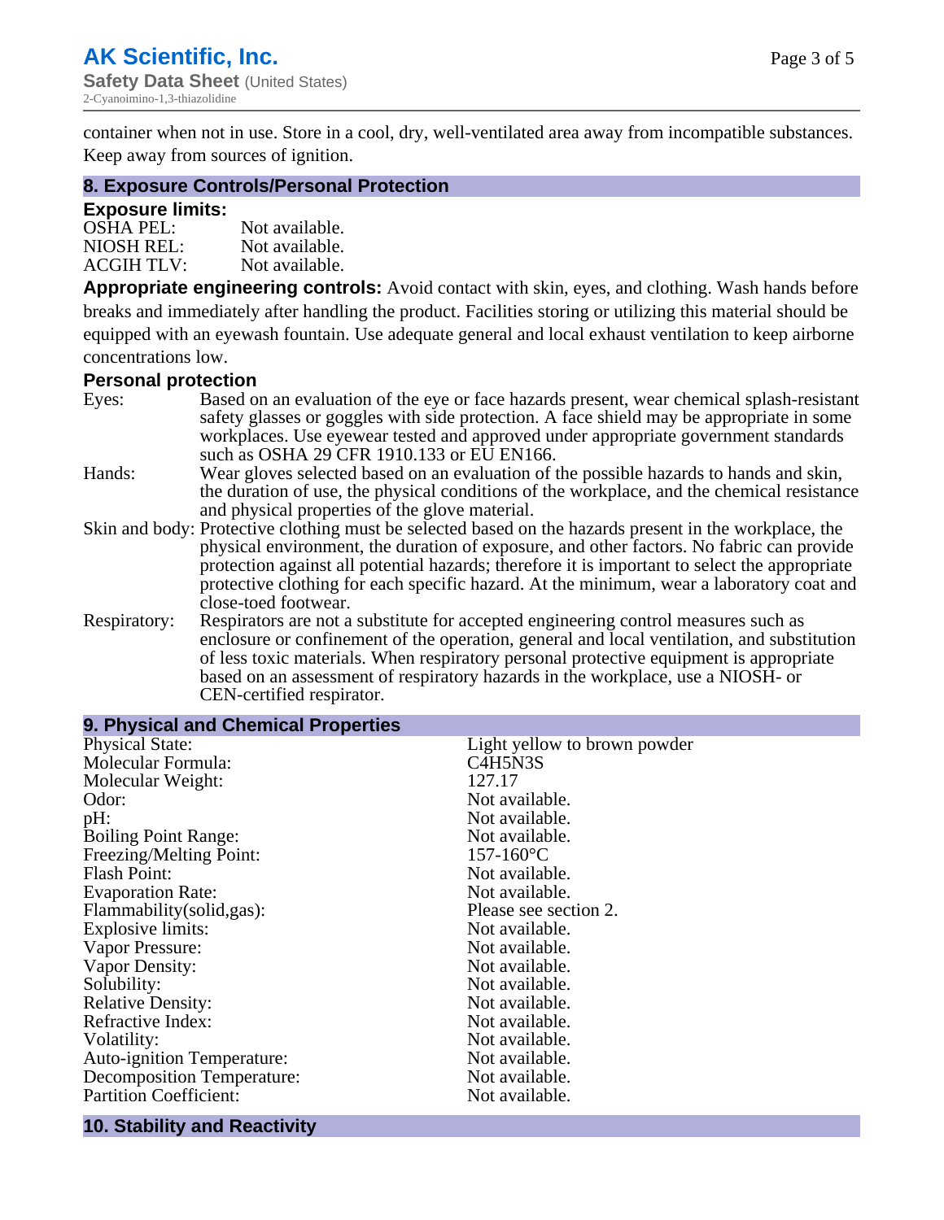container when not in use. Store in a cool, dry, well-ventilated area away from incompatible substances. Keep away from sources of ignition.

## 8. Exposure Controls/Personal Protection

### Exposure limits:

| | |
|---|---|
| OSHA PEL: | Not available. |
| NIOSH REL: | Not available. |
| ACGIH TLV: | Not available. |

**Appropriate engineering controls:** Avoid contact with skin, eyes, and clothing. Wash hands before breaks and immediately after handling the product. Facilities storing or utilizing this material should be equipped with an eyewash fountain. Use adequate general and local exhaust ventilation to keep airborne concentrations low.

### Personal protection

| | |
|---|---|
| Eyes: | Based on an evaluation of the eye or face hazards present, wear chemical splash-resistant safety glasses or goggles with side protection. A face shield may be appropriate in some workplaces. Use eyewear tested and approved under appropriate government standards such as OSHA 29 CFR 1910.133 or EU EN166. |
| Hands: | Wear gloves selected based on an evaluation of the possible hazards to hands and skin, the duration of use, the physical conditions of the workplace, and the chemical resistance and physical properties of the glove material. |
| Skin and body: | Protective clothing must be selected based on the hazards present in the workplace, the physical environment, the duration of exposure, and other factors. No fabric can provide protection against all potential hazards; therefore it is important to select the appropriate protective clothing for each specific hazard. At the minimum, wear a laboratory coat and close-toed footwear. |
| Respiratory: | Respirators are not a substitute for accepted engineering control measures such as enclosure or confinement of the operation, general and local ventilation, and substitution of less toxic materials. When respiratory personal protective equipment is appropriate based on an assessment of respiratory hazards in the workplace, use a NIOSH- or CEN-certified respirator. |

## 9. Physical and Chemical Properties

| | |
|---|---|
| Physical State: | Light yellow to brown powder |
| Molecular Formula: | $C_4H_5N_3S$ |
| Molecular Weight: | 127.17 |
| Odor: | Not available. |
| pH: | Not available. |
| Boiling Point Range: | Not available. |
| Freezing/Melting Point: | 157-160°C |
| Flash Point: | Not available. |
| Evaporation Rate: | Not available. |
| Flammability(solid,gas): | Please see section 2. |
| Explosive limits: | Not available. |
| Vapor Pressure: | Not available. |
| Vapor Density: | Not available. |
| Solubility: | Not available. |
| Relative Density: | Not available. |
| Refractive Index: | Not available. |
| Volatility: | Not available. |
| Auto-ignition Temperature: | Not available. |
| Decomposition Temperature: | Not available. |
| Partition Coefficient: | Not available. |

## 10. Stability and Reactivity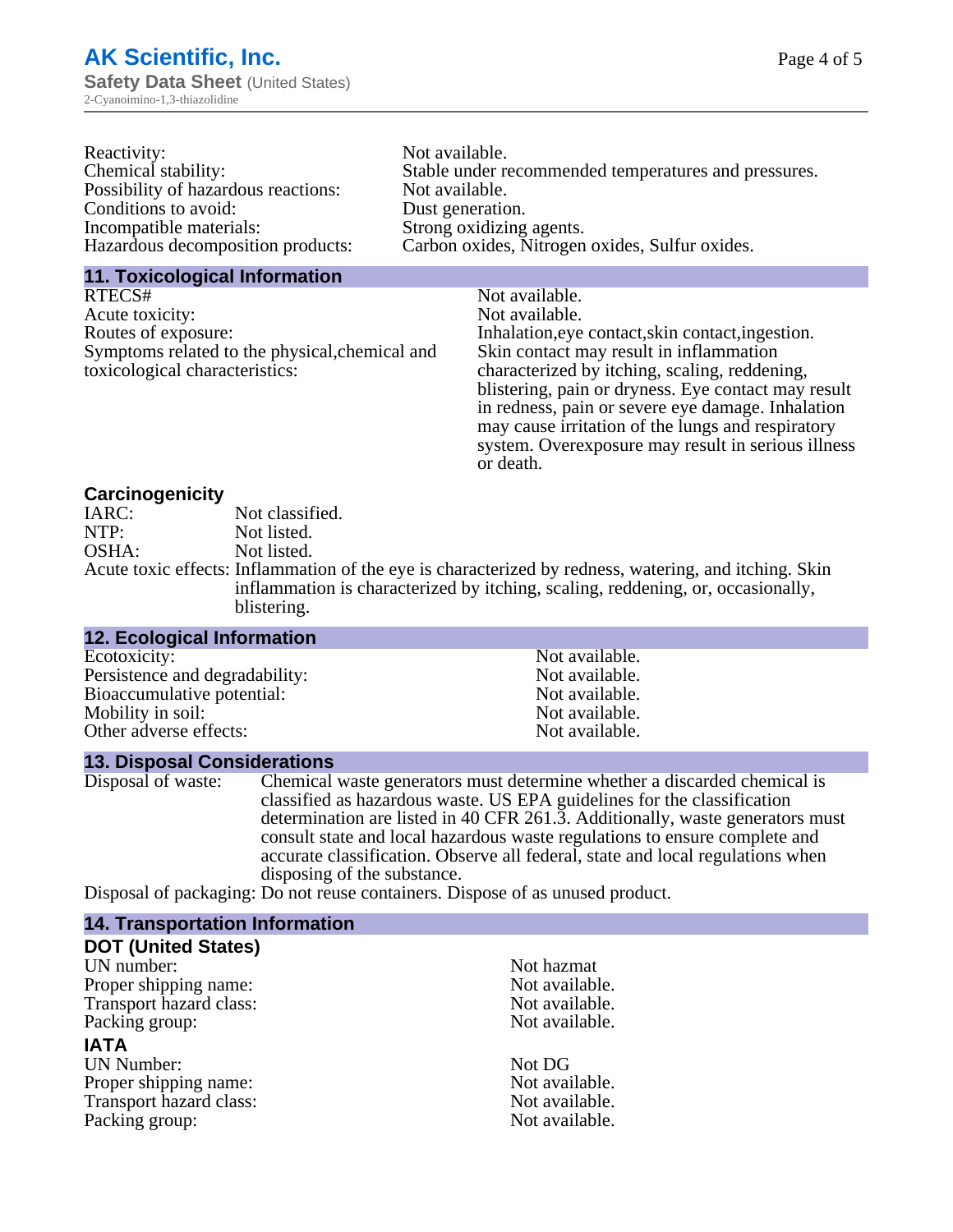| | |
|---|---|
| Reactivity: | Not available. |
| Chemical stability: | Stable under recommended temperatures and pressures. |
| Possibility of hazardous reactions: | Not available. |
| Conditions to avoid: | Dust generation. |
| Incompatible materials: | Strong oxidizing agents. |
| Hazardous decomposition products: | Carbon oxides, Nitrogen oxides, Sulfur oxides. |

## 11. Toxicological Information

| | |
|---|---|
| RTECS# | Not available. |
| Acute toxicity: | Not available. |
| Routes of exposure: | Inhalation,eye contact,skin contact,ingestion. |
| Symptoms related to the physical,chemical and toxicological characteristics: | Skin contact may result in inflammation characterized by itching, scaling, reddening, blistering, pain or dryness. Eye contact may result in redness, pain or severe eye damage. Inhalation may cause irritation of the lungs and respiratory system. Overexposure may result in serious illness or death. |

### Carcinogenicity

| | |
|---|---|
| IARC: | Not classified. |
| NTP: | Not listed. |
| OSHA: | Not listed. |
| Acute toxic effects: | Inflammation of the eye is characterized by redness, watering, and itching. Skin inflammation is characterized by itching, scaling, reddening, or, occasionally, blistering. |

## 12. Ecological Information

| | |
|---|---|
| Ecotoxicity: | Not available. |
| Persistence and degradability: | Not available. |
| Bioaccumulative potential: | Not available. |
| Mobility in soil: | Not available. |
| Other adverse effects: | Not available. |

## 13. Disposal Considerations

Disposal of waste: Chemical waste generators must determine whether a discarded chemical is classified as hazardous waste. US EPA guidelines for the classification determination are listed in 40 CFR 261.3. Additionally, waste generators must consult state and local hazardous waste regulations to ensure complete and accurate classification. Observe all federal, state and local regulations when disposing of the substance.

Disposal of packaging: Do not reuse containers. Dispose of as unused product.

## 14. Transportation Information

### DOT (United States)

| | |
|---|---|
| UN number: | Not hazmat |
| Proper shipping name: | Not available. |
| Transport hazard class: | Not available. |
| Packing group: | Not available. |

### IATA

| | |
|---|---|
| UN Number: | Not DG |
| Proper shipping name: | Not available. |
| Transport hazard class: | Not available. |
| Packing group: | Not available. |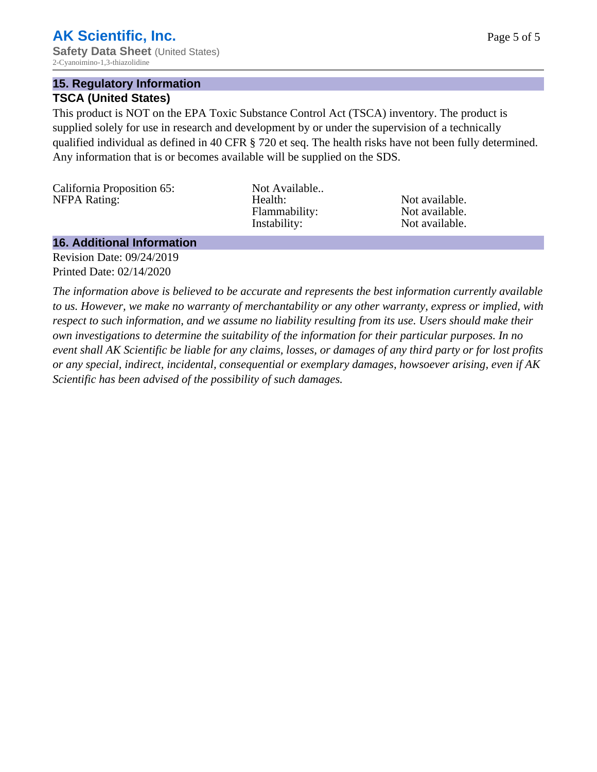## 15. Regulatory Information

### TSCA (United States)

This product is NOT on the EPA Toxic Substance Control Act (TSCA) inventory. The product is supplied solely for use in research and development by or under the supervision of a technically qualified individual as defined in 40 CFR § 720 et seq. The health risks have not been fully determined. Any information that is or becomes available will be supplied on the SDS.

| | | |
|---|---|---|
| California Proposition 65: | Not Available.. | |
| NFPA Rating: | Health: | Not available. |
| | Flammability: | Not available. |
| | Instability: | Not available. |

## 16. Additional Information

Revision Date: 09/24/2019
Printed Date: 02/14/2020

*The information above is believed to be accurate and represents the best information currently available to us. However, we make no warranty of merchantability or any other warranty, express or implied, with respect to such information, and we assume no liability resulting from its use. Users should make their own investigations to determine the suitability of the information for their particular purposes. In no event shall AK Scientific be liable for any claims, losses, or damages of any third party or for lost profits or any special, indirect, incidental, consequential or exemplary damages, howsoever arising, even if AK Scientific has been advised of the possibility of such damages.*